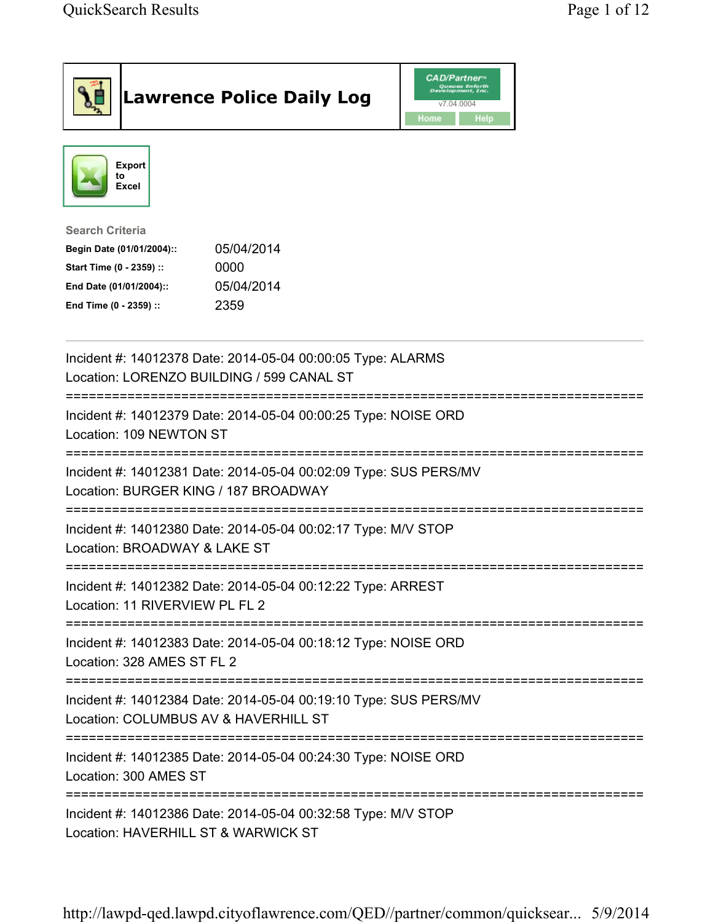# Lawrence Police Daily Log

CAD/Partner™ Queues Enforth Development, Inc.
v7.04.0004

Home | Help

Export to Excel

**Search Criteria**

| | |
|---|---|
| **Begin Date (01/01/2004)::** | 05/04/2014 |
| **Start Time (0 - 2359) ::** | 0000 |
| **End Date (01/01/2004)::** | 05/04/2014 |
| **End Time (0 - 2359) ::** | 2359 |

---

Incident #: 14012378 Date: 2014-05-04 00:00:05 Type: ALARMS
Location: LORENZO BUILDING / 599 CANAL ST

===========================================================================

Incident #: 14012379 Date: 2014-05-04 00:00:25 Type: NOISE ORD
Location: 109 NEWTON ST

===========================================================================

Incident #: 14012381 Date: 2014-05-04 00:02:09 Type: SUS PERS/MV
Location: BURGER KING / 187 BROADWAY

===========================================================================

Incident #: 14012380 Date: 2014-05-04 00:02:17 Type: M/V STOP
Location: BROADWAY & LAKE ST

===========================================================================

Incident #: 14012382 Date: 2014-05-04 00:12:22 Type: ARREST
Location: 11 RIVERVIEW PL FL 2

===========================================================================

Incident #: 14012383 Date: 2014-05-04 00:18:12 Type: NOISE ORD
Location: 328 AMES ST FL 2

===========================================================================

Incident #: 14012384 Date: 2014-05-04 00:19:10 Type: SUS PERS/MV
Location: COLUMBUS AV & HAVERHILL ST

===========================================================================

Incident #: 14012385 Date: 2014-05-04 00:24:30 Type: NOISE ORD
Location: 300 AMES ST

===========================================================================

Incident #: 14012386 Date: 2014-05-04 00:32:58 Type: M/V STOP
Location: HAVERHILL ST & WARWICK ST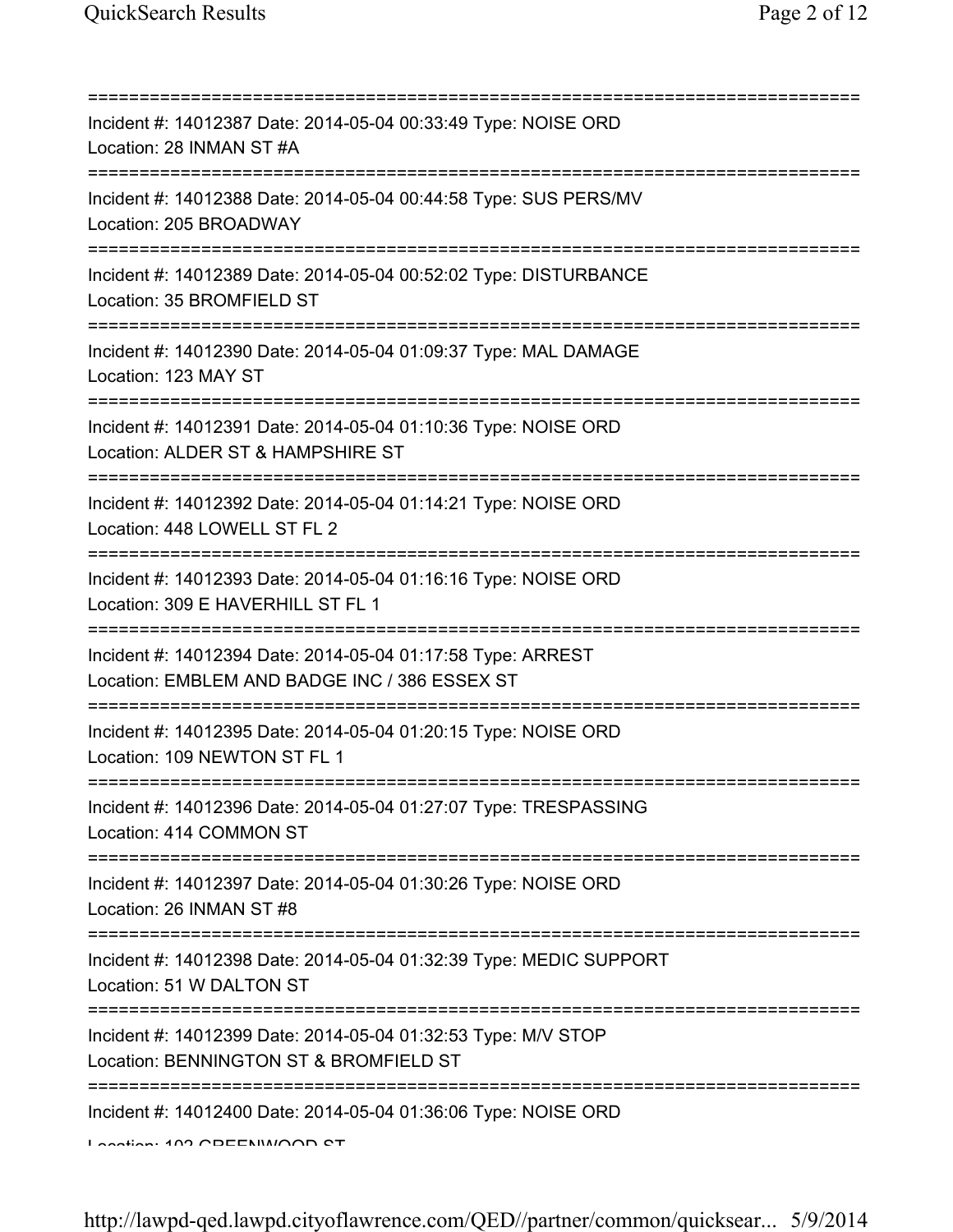===========================================================================

Incident #: 14012387 Date: 2014-05-04 00:33:49 Type: NOISE ORD
Location: 28 INMAN ST #A

===========================================================================

Incident #: 14012388 Date: 2014-05-04 00:44:58 Type: SUS PERS/MV
Location: 205 BROADWAY

===========================================================================

Incident #: 14012389 Date: 2014-05-04 00:52:02 Type: DISTURBANCE
Location: 35 BROMFIELD ST

===========================================================================

Incident #: 14012390 Date: 2014-05-04 01:09:37 Type: MAL DAMAGE
Location: 123 MAY ST

===========================================================================

Incident #: 14012391 Date: 2014-05-04 01:10:36 Type: NOISE ORD
Location: ALDER ST & HAMPSHIRE ST

===========================================================================

Incident #: 14012392 Date: 2014-05-04 01:14:21 Type: NOISE ORD
Location: 448 LOWELL ST FL 2

===========================================================================

Incident #: 14012393 Date: 2014-05-04 01:16:16 Type: NOISE ORD
Location: 309 E HAVERHILL ST FL 1

===========================================================================

Incident #: 14012394 Date: 2014-05-04 01:17:58 Type: ARREST
Location: EMBLEM AND BADGE INC / 386 ESSEX ST

===========================================================================

Incident #: 14012395 Date: 2014-05-04 01:20:15 Type: NOISE ORD
Location: 109 NEWTON ST FL 1

===========================================================================

Incident #: 14012396 Date: 2014-05-04 01:27:07 Type: TRESPASSING
Location: 414 COMMON ST

===========================================================================

Incident #: 14012397 Date: 2014-05-04 01:30:26 Type: NOISE ORD
Location: 26 INMAN ST #8

===========================================================================

Incident #: 14012398 Date: 2014-05-04 01:32:39 Type: MEDIC SUPPORT
Location: 51 W DALTON ST

===========================================================================

Incident #: 14012399 Date: 2014-05-04 01:32:53 Type: M/V STOP
Location: BENNINGTON ST & BROMFIELD ST

===========================================================================

Incident #: 14012400 Date: 2014-05-04 01:36:06 Type: NOISE ORD
Location: 102 GREENWOOD ST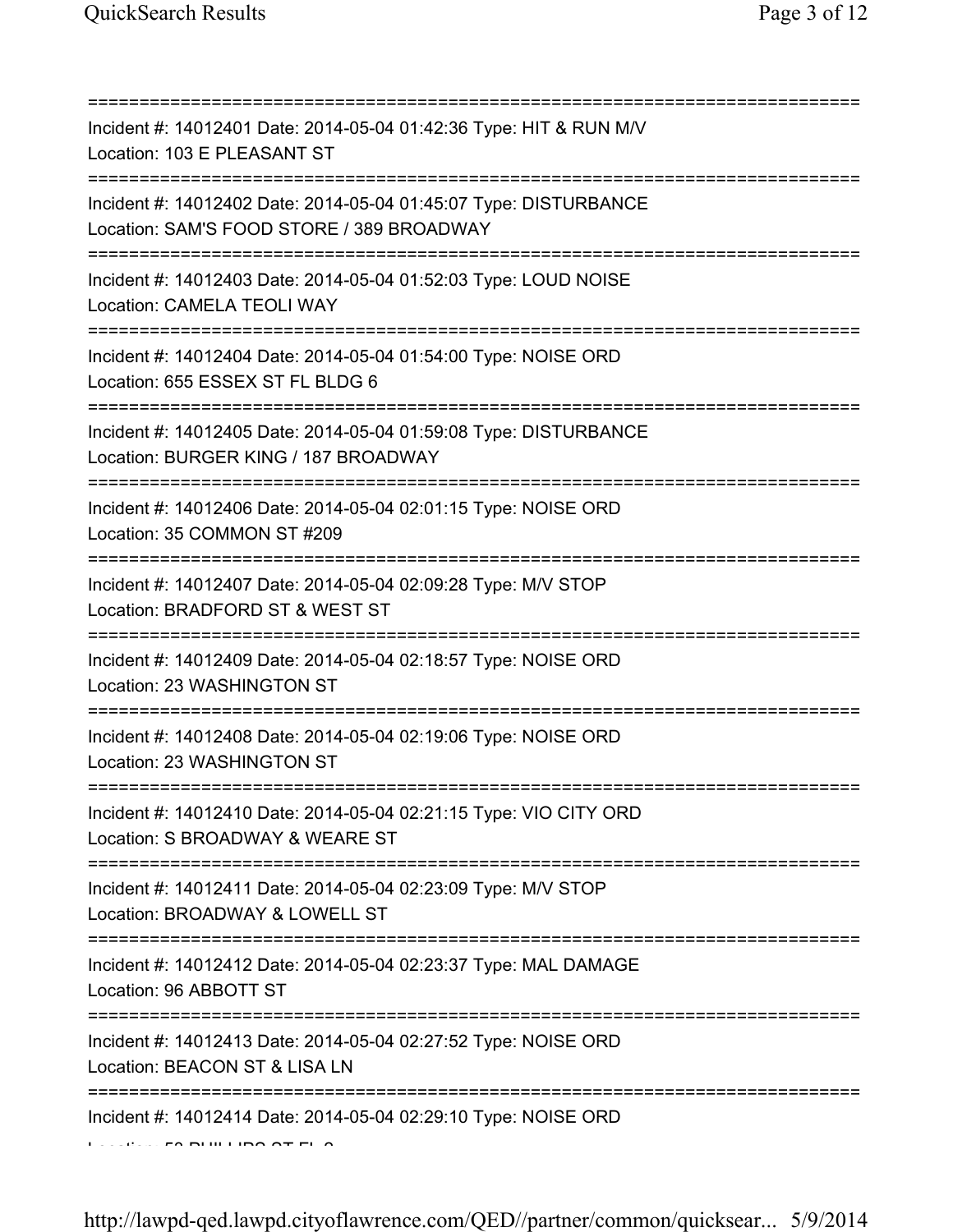===========================================================================
Incident #: 14012401 Date: 2014-05-04 01:42:36 Type: HIT & RUN M/V
Location: 103 E PLEASANT ST
===========================================================================
Incident #: 14012402 Date: 2014-05-04 01:45:07 Type: DISTURBANCE
Location: SAM'S FOOD STORE / 389 BROADWAY
===========================================================================
Incident #: 14012403 Date: 2014-05-04 01:52:03 Type: LOUD NOISE
Location: CAMELA TEOLI WAY
===========================================================================
Incident #: 14012404 Date: 2014-05-04 01:54:00 Type: NOISE ORD
Location: 655 ESSEX ST FL BLDG 6
===========================================================================
Incident #: 14012405 Date: 2014-05-04 01:59:08 Type: DISTURBANCE
Location: BURGER KING / 187 BROADWAY
===========================================================================
Incident #: 14012406 Date: 2014-05-04 02:01:15 Type: NOISE ORD
Location: 35 COMMON ST #209
===========================================================================
Incident #: 14012407 Date: 2014-05-04 02:09:28 Type: M/V STOP
Location: BRADFORD ST & WEST ST
===========================================================================
Incident #: 14012409 Date: 2014-05-04 02:18:57 Type: NOISE ORD
Location: 23 WASHINGTON ST
===========================================================================
Incident #: 14012408 Date: 2014-05-04 02:19:06 Type: NOISE ORD
Location: 23 WASHINGTON ST
===========================================================================
Incident #: 14012410 Date: 2014-05-04 02:21:15 Type: VIO CITY ORD
Location: S BROADWAY & WEARE ST
===========================================================================
Incident #: 14012411 Date: 2014-05-04 02:23:09 Type: M/V STOP
Location: BROADWAY & LOWELL ST
===========================================================================
Incident #: 14012412 Date: 2014-05-04 02:23:37 Type: MAL DAMAGE
Location: 96 ABBOTT ST
===========================================================================
Incident #: 14012413 Date: 2014-05-04 02:27:52 Type: NOISE ORD
Location: BEACON ST & LISA LN
===========================================================================
Incident #: 14012414 Date: 2014-05-04 02:29:10 Type: NOISE ORD
Location: 50 PHILLIPS ST FL 2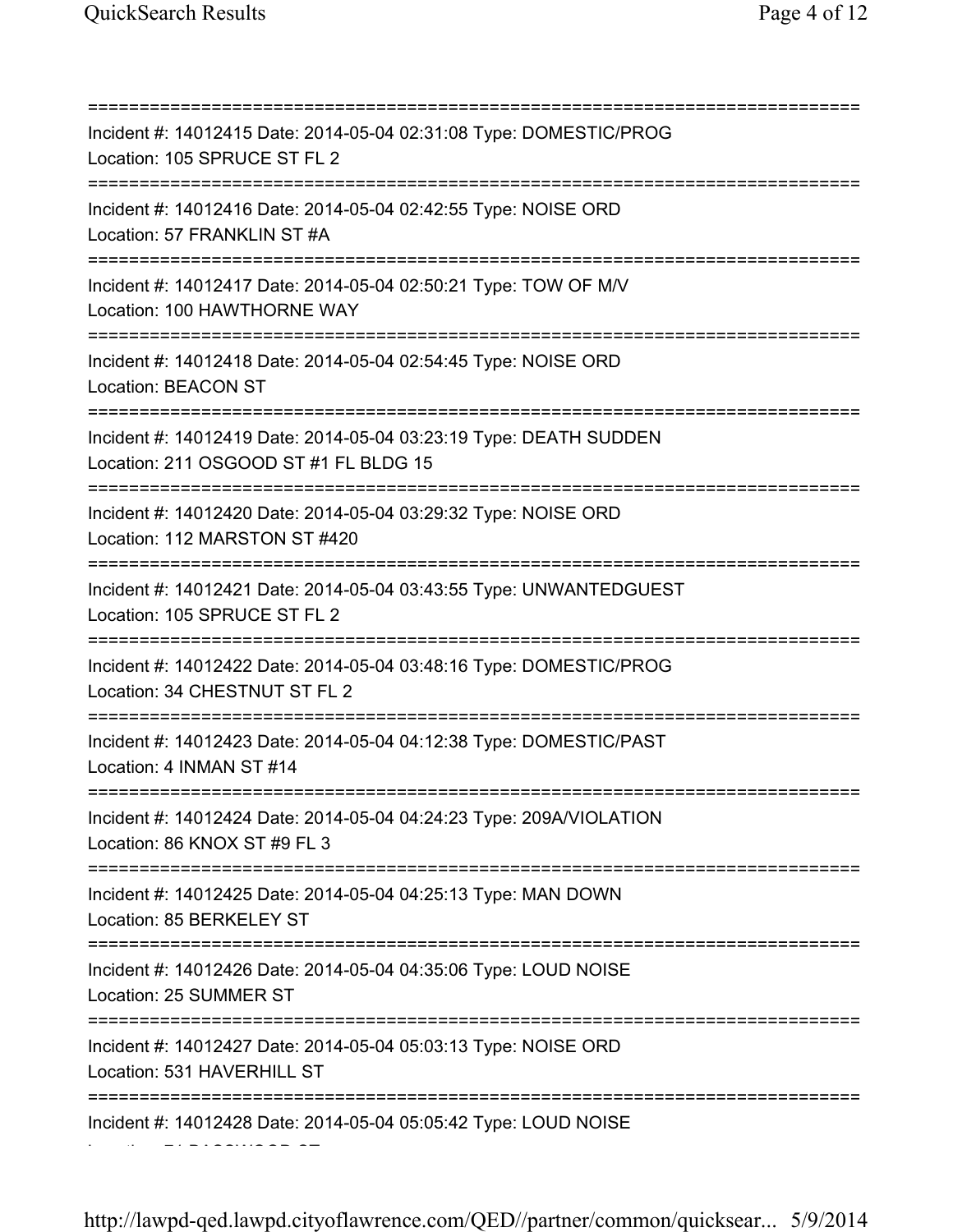===========================================================================

Incident #: 14012415 Date: 2014-05-04 02:31:08 Type: DOMESTIC/PROG
Location: 105 SPRUCE ST FL 2

===========================================================================

Incident #: 14012416 Date: 2014-05-04 02:42:55 Type: NOISE ORD
Location: 57 FRANKLIN ST #A

===========================================================================

Incident #: 14012417 Date: 2014-05-04 02:50:21 Type: TOW OF M/V
Location: 100 HAWTHORNE WAY

===========================================================================

Incident #: 14012418 Date: 2014-05-04 02:54:45 Type: NOISE ORD
Location: BEACON ST

===========================================================================

Incident #: 14012419 Date: 2014-05-04 03:23:19 Type: DEATH SUDDEN
Location: 211 OSGOOD ST #1 FL BLDG 15

===========================================================================

Incident #: 14012420 Date: 2014-05-04 03:29:32 Type: NOISE ORD
Location: 112 MARSTON ST #420

===========================================================================

Incident #: 14012421 Date: 2014-05-04 03:43:55 Type: UNWANTEDGUEST
Location: 105 SPRUCE ST FL 2

===========================================================================

Incident #: 14012422 Date: 2014-05-04 03:48:16 Type: DOMESTIC/PROG
Location: 34 CHESTNUT ST FL 2

===========================================================================

Incident #: 14012423 Date: 2014-05-04 04:12:38 Type: DOMESTIC/PAST
Location: 4 INMAN ST #14

===========================================================================

Incident #: 14012424 Date: 2014-05-04 04:24:23 Type: 209A/VIOLATION
Location: 86 KNOX ST #9 FL 3

===========================================================================

Incident #: 14012425 Date: 2014-05-04 04:25:13 Type: MAN DOWN
Location: 85 BERKELEY ST

===========================================================================

Incident #: 14012426 Date: 2014-05-04 04:35:06 Type: LOUD NOISE
Location: 25 SUMMER ST

===========================================================================

Incident #: 14012427 Date: 2014-05-04 05:03:13 Type: NOISE ORD
Location: 531 HAVERHILL ST

===========================================================================

Incident #: 14012428 Date: 2014-05-04 05:05:42 Type: LOUD NOISE
Location: 71 BASSWOOD ST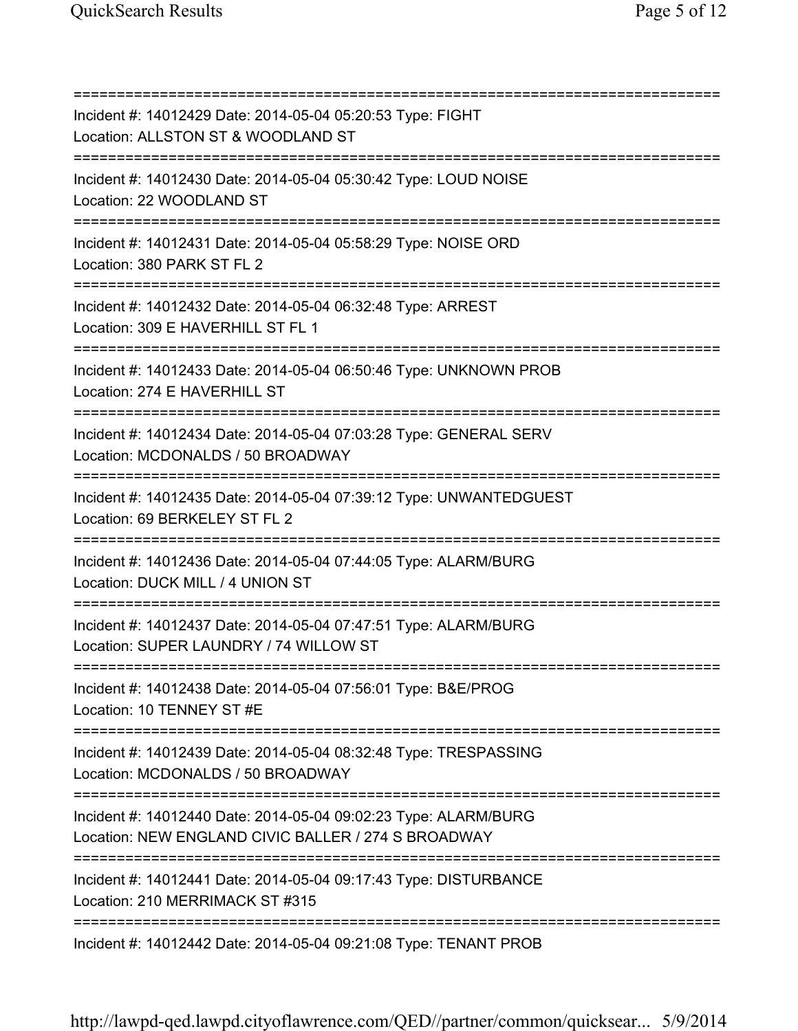===========================================================================
Incident #: 14012429 Date: 2014-05-04 05:20:53 Type: FIGHT
Location: ALLSTON ST & WOODLAND ST
===========================================================================
Incident #: 14012430 Date: 2014-05-04 05:30:42 Type: LOUD NOISE
Location: 22 WOODLAND ST
===========================================================================
Incident #: 14012431 Date: 2014-05-04 05:58:29 Type: NOISE ORD
Location: 380 PARK ST FL 2
===========================================================================
Incident #: 14012432 Date: 2014-05-04 06:32:48 Type: ARREST
Location: 309 E HAVERHILL ST FL 1
===========================================================================
Incident #: 14012433 Date: 2014-05-04 06:50:46 Type: UNKNOWN PROB
Location: 274 E HAVERHILL ST
===========================================================================
Incident #: 14012434 Date: 2014-05-04 07:03:28 Type: GENERAL SERV
Location: MCDONALDS / 50 BROADWAY
===========================================================================
Incident #: 14012435 Date: 2014-05-04 07:39:12 Type: UNWANTEDGUEST
Location: 69 BERKELEY ST FL 2
===========================================================================
Incident #: 14012436 Date: 2014-05-04 07:44:05 Type: ALARM/BURG
Location: DUCK MILL / 4 UNION ST
===========================================================================
Incident #: 14012437 Date: 2014-05-04 07:47:51 Type: ALARM/BURG
Location: SUPER LAUNDRY / 74 WILLOW ST
===========================================================================
Incident #: 14012438 Date: 2014-05-04 07:56:01 Type: B&E/PROG
Location: 10 TENNEY ST #E
===========================================================================
Incident #: 14012439 Date: 2014-05-04 08:32:48 Type: TRESPASSING
Location: MCDONALDS / 50 BROADWAY
===========================================================================
Incident #: 14012440 Date: 2014-05-04 09:02:23 Type: ALARM/BURG
Location: NEW ENGLAND CIVIC BALLER / 274 S BROADWAY
===========================================================================
Incident #: 14012441 Date: 2014-05-04 09:17:43 Type: DISTURBANCE
Location: 210 MERRIMACK ST #315
===========================================================================
Incident #: 14012442 Date: 2014-05-04 09:21:08 Type: TENANT PROB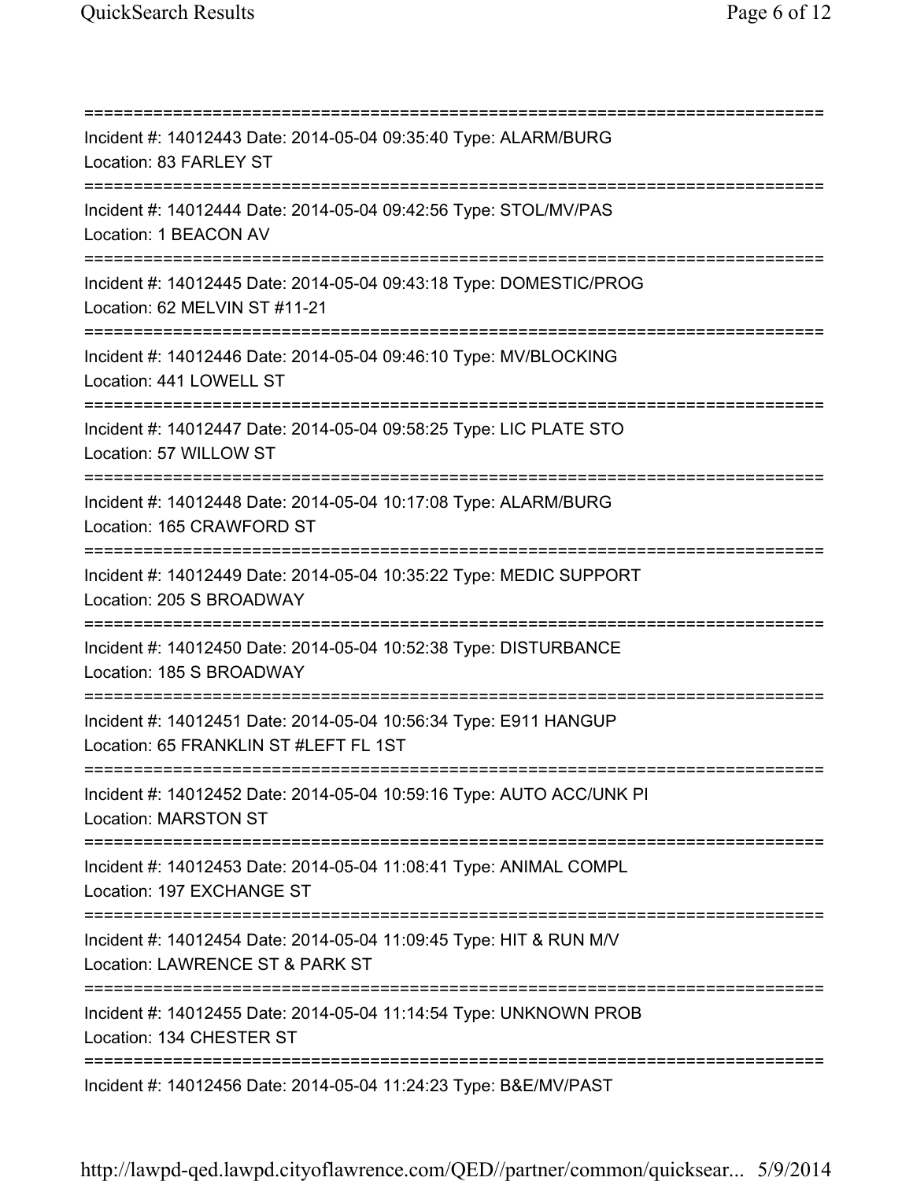===========================================================================
Incident #: 14012443 Date: 2014-05-04 09:35:40 Type: ALARM/BURG
Location: 83 FARLEY ST
===========================================================================
Incident #: 14012444 Date: 2014-05-04 09:42:56 Type: STOL/MV/PAS
Location: 1 BEACON AV
===========================================================================
Incident #: 14012445 Date: 2014-05-04 09:43:18 Type: DOMESTIC/PROG
Location: 62 MELVIN ST #11-21
===========================================================================
Incident #: 14012446 Date: 2014-05-04 09:46:10 Type: MV/BLOCKING
Location: 441 LOWELL ST
===========================================================================
Incident #: 14012447 Date: 2014-05-04 09:58:25 Type: LIC PLATE STO
Location: 57 WILLOW ST
===========================================================================
Incident #: 14012448 Date: 2014-05-04 10:17:08 Type: ALARM/BURG
Location: 165 CRAWFORD ST
===========================================================================
Incident #: 14012449 Date: 2014-05-04 10:35:22 Type: MEDIC SUPPORT
Location: 205 S BROADWAY
===========================================================================
Incident #: 14012450 Date: 2014-05-04 10:52:38 Type: DISTURBANCE
Location: 185 S BROADWAY
===========================================================================
Incident #: 14012451 Date: 2014-05-04 10:56:34 Type: E911 HANGUP
Location: 65 FRANKLIN ST #LEFT FL 1ST
===========================================================================
Incident #: 14012452 Date: 2014-05-04 10:59:16 Type: AUTO ACC/UNK PI
Location: MARSTON ST
===========================================================================
Incident #: 14012453 Date: 2014-05-04 11:08:41 Type: ANIMAL COMPL
Location: 197 EXCHANGE ST
===========================================================================
Incident #: 14012454 Date: 2014-05-04 11:09:45 Type: HIT & RUN M/V
Location: LAWRENCE ST & PARK ST
===========================================================================
Incident #: 14012455 Date: 2014-05-04 11:14:54 Type: UNKNOWN PROB
Location: 134 CHESTER ST
===========================================================================
Incident #: 14012456 Date: 2014-05-04 11:24:23 Type: B&E/MV/PAST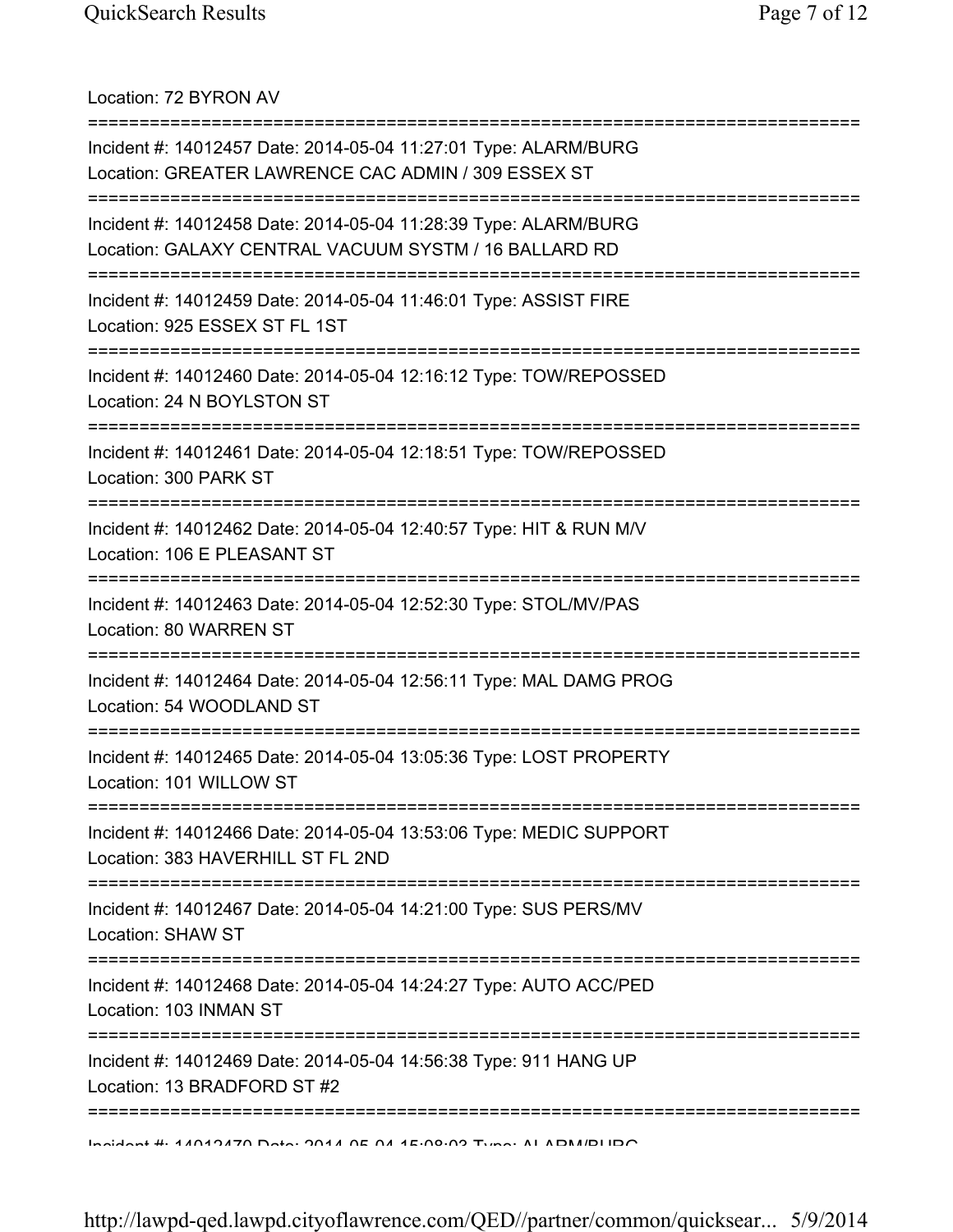Location: 72 BYRON AV

===========================================================================

Incident #: 14012457 Date: 2014-05-04 11:27:01 Type: ALARM/BURG
Location: GREATER LAWRENCE CAC ADMIN / 309 ESSEX ST

===========================================================================

Incident #: 14012458 Date: 2014-05-04 11:28:39 Type: ALARM/BURG
Location: GALAXY CENTRAL VACUUM SYSTM / 16 BALLARD RD

===========================================================================

Incident #: 14012459 Date: 2014-05-04 11:46:01 Type: ASSIST FIRE
Location: 925 ESSEX ST FL 1ST

===========================================================================

Incident #: 14012460 Date: 2014-05-04 12:16:12 Type: TOW/REPOSSED
Location: 24 N BOYLSTON ST

===========================================================================

Incident #: 14012461 Date: 2014-05-04 12:18:51 Type: TOW/REPOSSED
Location: 300 PARK ST

===========================================================================

Incident #: 14012462 Date: 2014-05-04 12:40:57 Type: HIT & RUN M/V
Location: 106 E PLEASANT ST

===========================================================================

Incident #: 14012463 Date: 2014-05-04 12:52:30 Type: STOL/MV/PAS
Location: 80 WARREN ST

===========================================================================

Incident #: 14012464 Date: 2014-05-04 12:56:11 Type: MAL DAMG PROG
Location: 54 WOODLAND ST

===========================================================================

Incident #: 14012465 Date: 2014-05-04 13:05:36 Type: LOST PROPERTY
Location: 101 WILLOW ST

===========================================================================

Incident #: 14012466 Date: 2014-05-04 13:53:06 Type: MEDIC SUPPORT
Location: 383 HAVERHILL ST FL 2ND

===========================================================================

Incident #: 14012467 Date: 2014-05-04 14:21:00 Type: SUS PERS/MV
Location: SHAW ST

===========================================================================

Incident #: 14012468 Date: 2014-05-04 14:24:27 Type: AUTO ACC/PED
Location: 103 INMAN ST

===========================================================================

Incident #: 14012469 Date: 2014-05-04 14:56:38 Type: 911 HANG UP
Location: 13 BRADFORD ST #2

===========================================================================

Incident #: 14012470 Date: 2014-05-04 15:08:03 Type: ALARM/BURG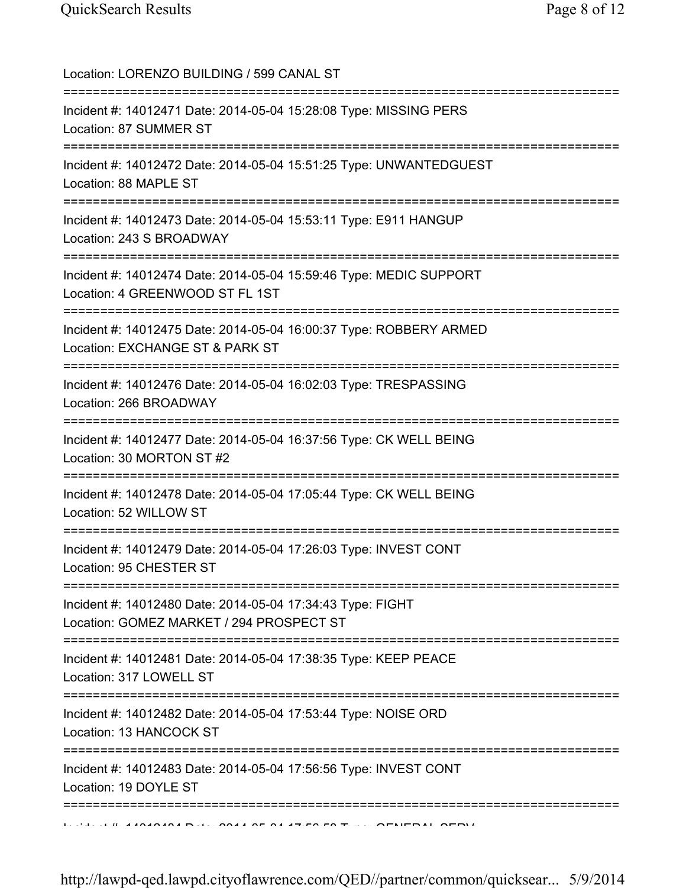Location: LORENZO BUILDING / 599 CANAL ST

===========================================================================

Incident #: 14012471 Date: 2014-05-04 15:28:08 Type: MISSING PERS
Location: 87 SUMMER ST

===========================================================================

Incident #: 14012472 Date: 2014-05-04 15:51:25 Type: UNWANTEDGUEST
Location: 88 MAPLE ST

===========================================================================

Incident #: 14012473 Date: 2014-05-04 15:53:11 Type: E911 HANGUP
Location: 243 S BROADWAY

===========================================================================

Incident #: 14012474 Date: 2014-05-04 15:59:46 Type: MEDIC SUPPORT
Location: 4 GREENWOOD ST FL 1ST

===========================================================================

Incident #: 14012475 Date: 2014-05-04 16:00:37 Type: ROBBERY ARMED
Location: EXCHANGE ST & PARK ST

===========================================================================

Incident #: 14012476 Date: 2014-05-04 16:02:03 Type: TRESPASSING
Location: 266 BROADWAY

===========================================================================

Incident #: 14012477 Date: 2014-05-04 16:37:56 Type: CK WELL BEING
Location: 30 MORTON ST #2

===========================================================================

Incident #: 14012478 Date: 2014-05-04 17:05:44 Type: CK WELL BEING
Location: 52 WILLOW ST

===========================================================================

Incident #: 14012479 Date: 2014-05-04 17:26:03 Type: INVEST CONT
Location: 95 CHESTER ST

===========================================================================

Incident #: 14012480 Date: 2014-05-04 17:34:43 Type: FIGHT
Location: GOMEZ MARKET / 294 PROSPECT ST

===========================================================================

Incident #: 14012481 Date: 2014-05-04 17:38:35 Type: KEEP PEACE
Location: 317 LOWELL ST

===========================================================================

Incident #: 14012482 Date: 2014-05-04 17:53:44 Type: NOISE ORD
Location: 13 HANCOCK ST

===========================================================================

Incident #: 14012483 Date: 2014-05-04 17:56:56 Type: INVEST CONT
Location: 19 DOYLE ST

===========================================================================

Incident #: 14012484 Date: 2014-05-04 17:56:58 Type: GENERAL SERV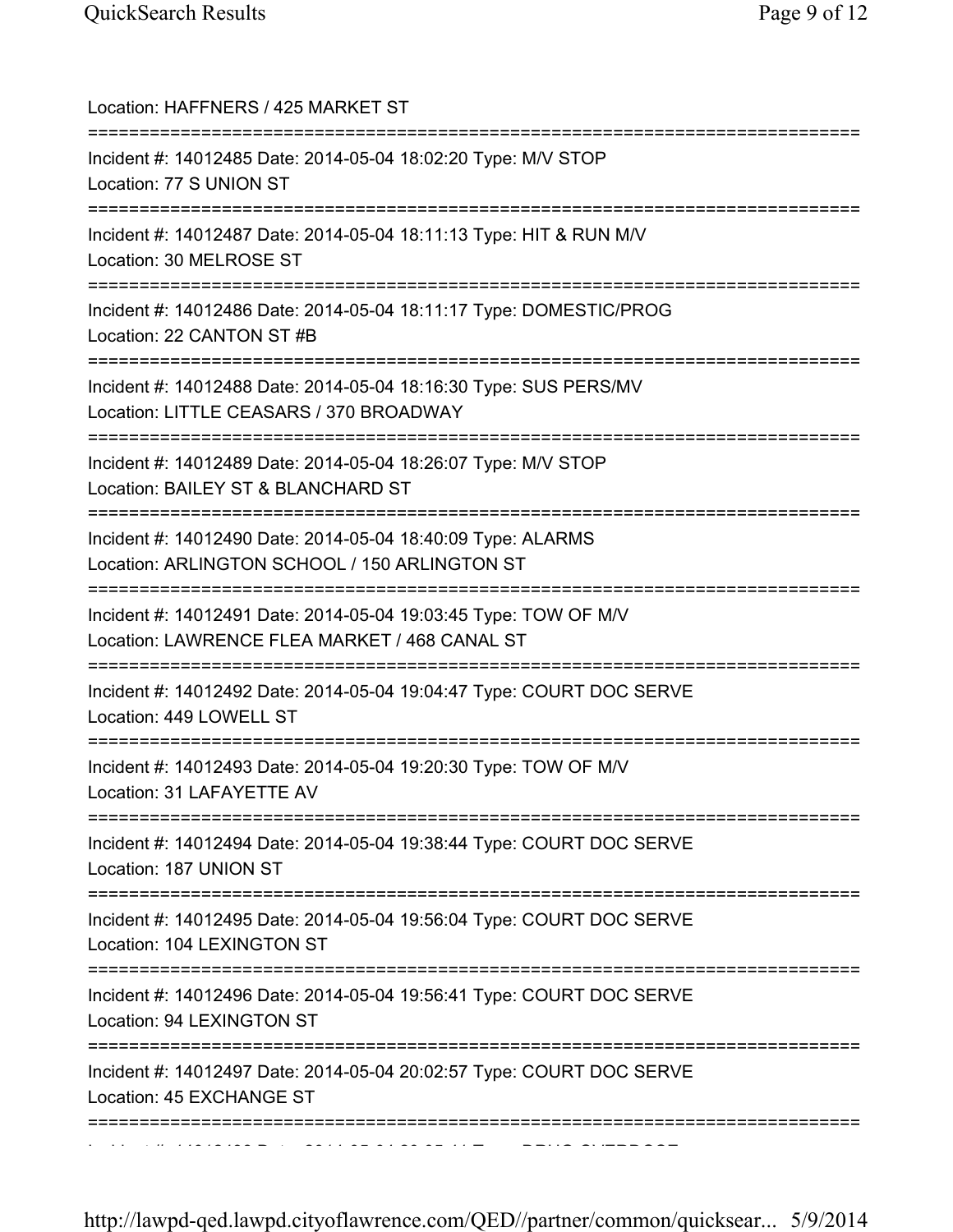Location: HAFFNERS / 425 MARKET ST

===========================================================================

Incident #: 14012485 Date: 2014-05-04 18:02:20 Type: M/V STOP

Location: 77 S UNION ST

===========================================================================

Incident #: 14012487 Date: 2014-05-04 18:11:13 Type: HIT & RUN M/V

Location: 30 MELROSE ST

===========================================================================

Incident #: 14012486 Date: 2014-05-04 18:11:17 Type: DOMESTIC/PROG

Location: 22 CANTON ST #B

===========================================================================

Incident #: 14012488 Date: 2014-05-04 18:16:30 Type: SUS PERS/MV

Location: LITTLE CEASARS / 370 BROADWAY

===========================================================================

Incident #: 14012489 Date: 2014-05-04 18:26:07 Type: M/V STOP

Location: BAILEY ST & BLANCHARD ST

===========================================================================

Incident #: 14012490 Date: 2014-05-04 18:40:09 Type: ALARMS

Location: ARLINGTON SCHOOL / 150 ARLINGTON ST

===========================================================================

Incident #: 14012491 Date: 2014-05-04 19:03:45 Type: TOW OF M/V

Location: LAWRENCE FLEA MARKET / 468 CANAL ST

===========================================================================

Incident #: 14012492 Date: 2014-05-04 19:04:47 Type: COURT DOC SERVE

Location: 449 LOWELL ST

===========================================================================

Incident #: 14012493 Date: 2014-05-04 19:20:30 Type: TOW OF M/V

Location: 31 LAFAYETTE AV

===========================================================================

Incident #: 14012494 Date: 2014-05-04 19:38:44 Type: COURT DOC SERVE

Location: 187 UNION ST

===========================================================================

Incident #: 14012495 Date: 2014-05-04 19:56:04 Type: COURT DOC SERVE

Location: 104 LEXINGTON ST

===========================================================================

Incident #: 14012496 Date: 2014-05-04 19:56:41 Type: COURT DOC SERVE

Location: 94 LEXINGTON ST

===========================================================================

Incident #: 14012497 Date: 2014-05-04 20:02:57 Type: COURT DOC SERVE

Location: 45 EXCHANGE ST

===========================================================================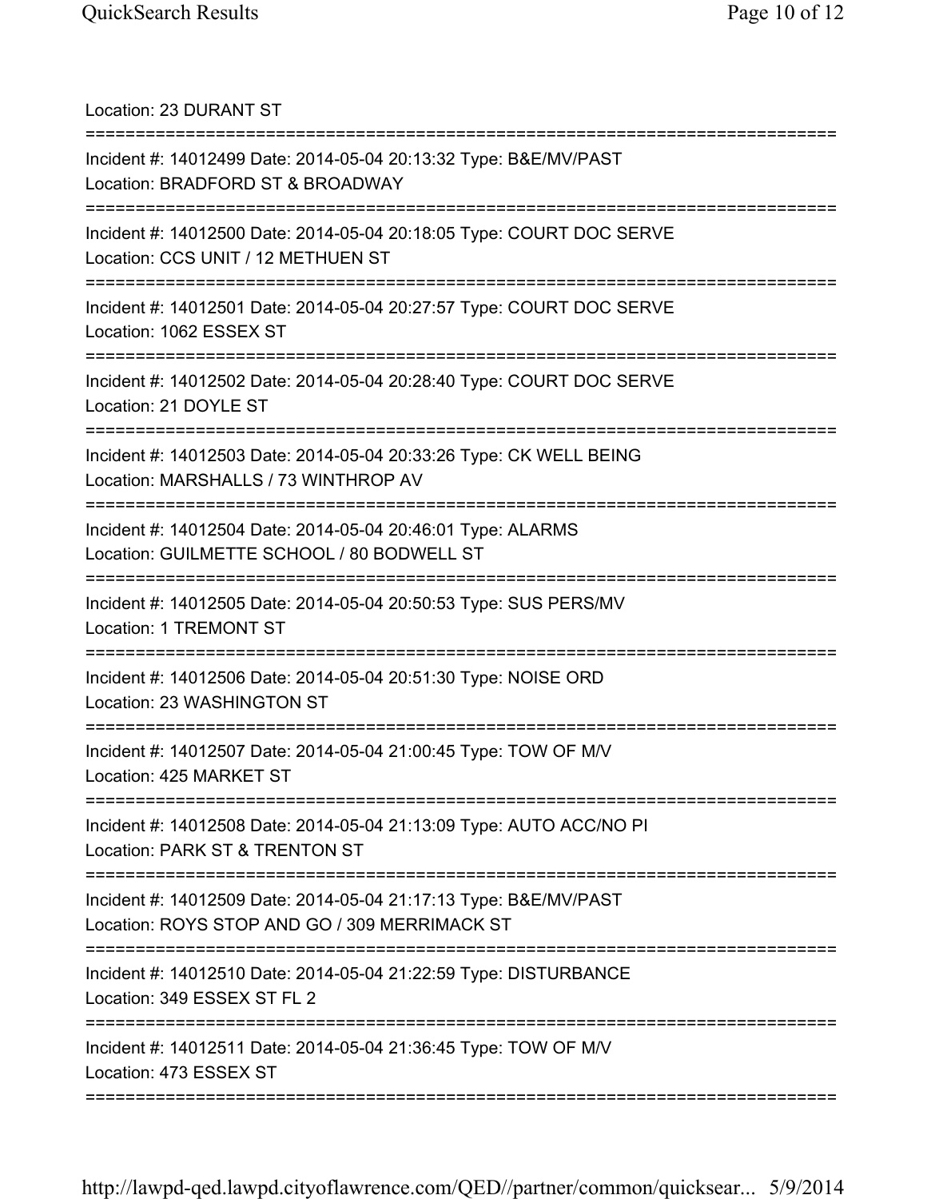Location: 23 DURANT ST

===========================================================================

Incident #: 14012499 Date: 2014-05-04 20:13:32 Type: B&E/MV/PAST
Location: BRADFORD ST & BROADWAY

===========================================================================

Incident #: 14012500 Date: 2014-05-04 20:18:05 Type: COURT DOC SERVE
Location: CCS UNIT / 12 METHUEN ST

===========================================================================

Incident #: 14012501 Date: 2014-05-04 20:27:57 Type: COURT DOC SERVE
Location: 1062 ESSEX ST

===========================================================================

Incident #: 14012502 Date: 2014-05-04 20:28:40 Type: COURT DOC SERVE
Location: 21 DOYLE ST

===========================================================================

Incident #: 14012503 Date: 2014-05-04 20:33:26 Type: CK WELL BEING
Location: MARSHALLS / 73 WINTHROP AV

===========================================================================

Incident #: 14012504 Date: 2014-05-04 20:46:01 Type: ALARMS
Location: GUILMETTE SCHOOL / 80 BODWELL ST

===========================================================================

Incident #: 14012505 Date: 2014-05-04 20:50:53 Type: SUS PERS/MV
Location: 1 TREMONT ST

===========================================================================

Incident #: 14012506 Date: 2014-05-04 20:51:30 Type: NOISE ORD
Location: 23 WASHINGTON ST

===========================================================================

Incident #: 14012507 Date: 2014-05-04 21:00:45 Type: TOW OF M/V
Location: 425 MARKET ST

===========================================================================

Incident #: 14012508 Date: 2014-05-04 21:13:09 Type: AUTO ACC/NO PI
Location: PARK ST & TRENTON ST

===========================================================================

Incident #: 14012509 Date: 2014-05-04 21:17:13 Type: B&E/MV/PAST
Location: ROYS STOP AND GO / 309 MERRIMACK ST

===========================================================================

Incident #: 14012510 Date: 2014-05-04 21:22:59 Type: DISTURBANCE
Location: 349 ESSEX ST FL 2

===========================================================================

Incident #: 14012511 Date: 2014-05-04 21:36:45 Type: TOW OF M/V
Location: 473 ESSEX ST

===========================================================================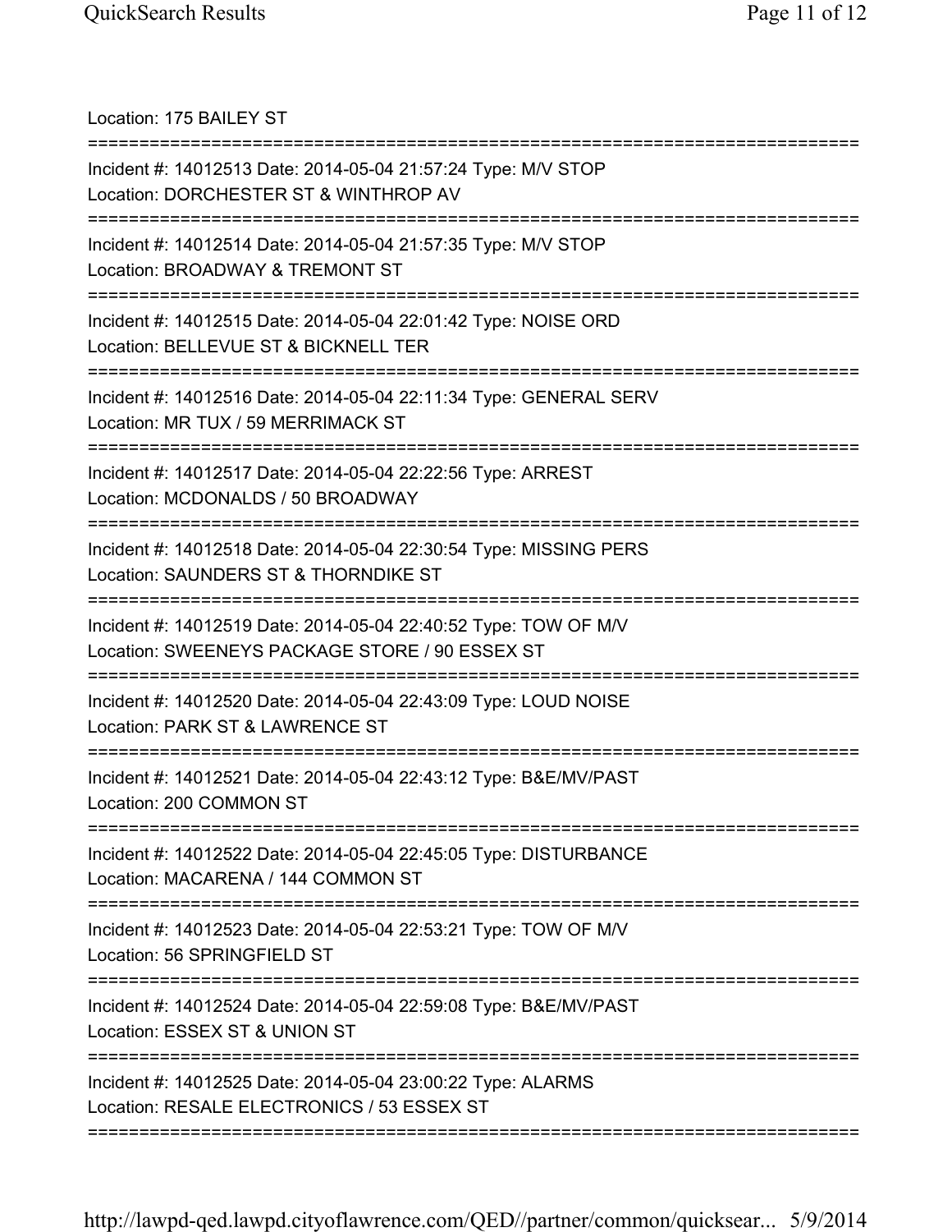Location: 175 BAILEY ST

===========================================================================

Incident #: 14012513 Date: 2014-05-04 21:57:24 Type: M/V STOP
Location: DORCHESTER ST & WINTHROP AV

===========================================================================

Incident #: 14012514 Date: 2014-05-04 21:57:35 Type: M/V STOP
Location: BROADWAY & TREMONT ST

===========================================================================

Incident #: 14012515 Date: 2014-05-04 22:01:42 Type: NOISE ORD
Location: BELLEVUE ST & BICKNELL TER

===========================================================================

Incident #: 14012516 Date: 2014-05-04 22:11:34 Type: GENERAL SERV
Location: MR TUX / 59 MERRIMACK ST

===========================================================================

Incident #: 14012517 Date: 2014-05-04 22:22:56 Type: ARREST
Location: MCDONALDS / 50 BROADWAY

===========================================================================

Incident #: 14012518 Date: 2014-05-04 22:30:54 Type: MISSING PERS
Location: SAUNDERS ST & THORNDIKE ST

===========================================================================

Incident #: 14012519 Date: 2014-05-04 22:40:52 Type: TOW OF M/V
Location: SWEENEYS PACKAGE STORE / 90 ESSEX ST

===========================================================================

Incident #: 14012520 Date: 2014-05-04 22:43:09 Type: LOUD NOISE
Location: PARK ST & LAWRENCE ST

===========================================================================

Incident #: 14012521 Date: 2014-05-04 22:43:12 Type: B&E/MV/PAST
Location: 200 COMMON ST

===========================================================================

Incident #: 14012522 Date: 2014-05-04 22:45:05 Type: DISTURBANCE
Location: MACARENA / 144 COMMON ST

===========================================================================

Incident #: 14012523 Date: 2014-05-04 22:53:21 Type: TOW OF M/V
Location: 56 SPRINGFIELD ST

===========================================================================

Incident #: 14012524 Date: 2014-05-04 22:59:08 Type: B&E/MV/PAST
Location: ESSEX ST & UNION ST

===========================================================================

Incident #: 14012525 Date: 2014-05-04 23:00:22 Type: ALARMS
Location: RESALE ELECTRONICS / 53 ESSEX ST

===========================================================================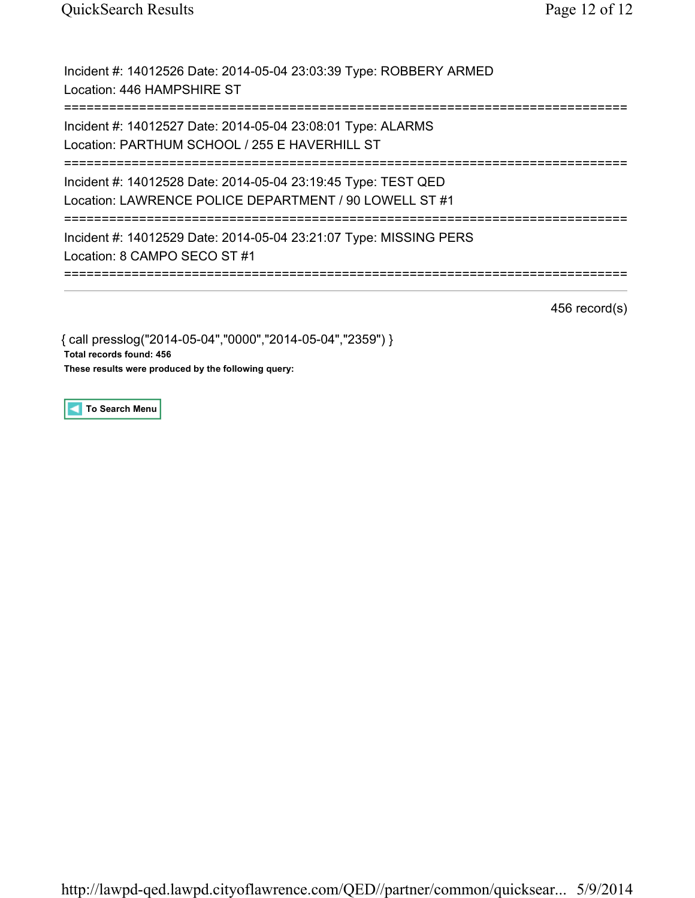Incident #: 14012526 Date: 2014-05-04 23:03:39 Type: ROBBERY ARMED
Location: 446 HAMPSHIRE ST

===========================================================================

Incident #: 14012527 Date: 2014-05-04 23:08:01 Type: ALARMS
Location: PARTHUM SCHOOL / 255 E HAVERHILL ST

===========================================================================

Incident #: 14012528 Date: 2014-05-04 23:19:45 Type: TEST QED
Location: LAWRENCE POLICE DEPARTMENT / 90 LOWELL ST #1

===========================================================================

Incident #: 14012529 Date: 2014-05-04 23:21:07 Type: MISSING PERS
Location: 8 CAMPO SECO ST #1

===========================================================================

456 record(s)

{ call presslog("2014-05-04","0000","2014-05-04","2359") }

**Total records found: 456**

**These results were produced by the following query:**

**To Search Menu**